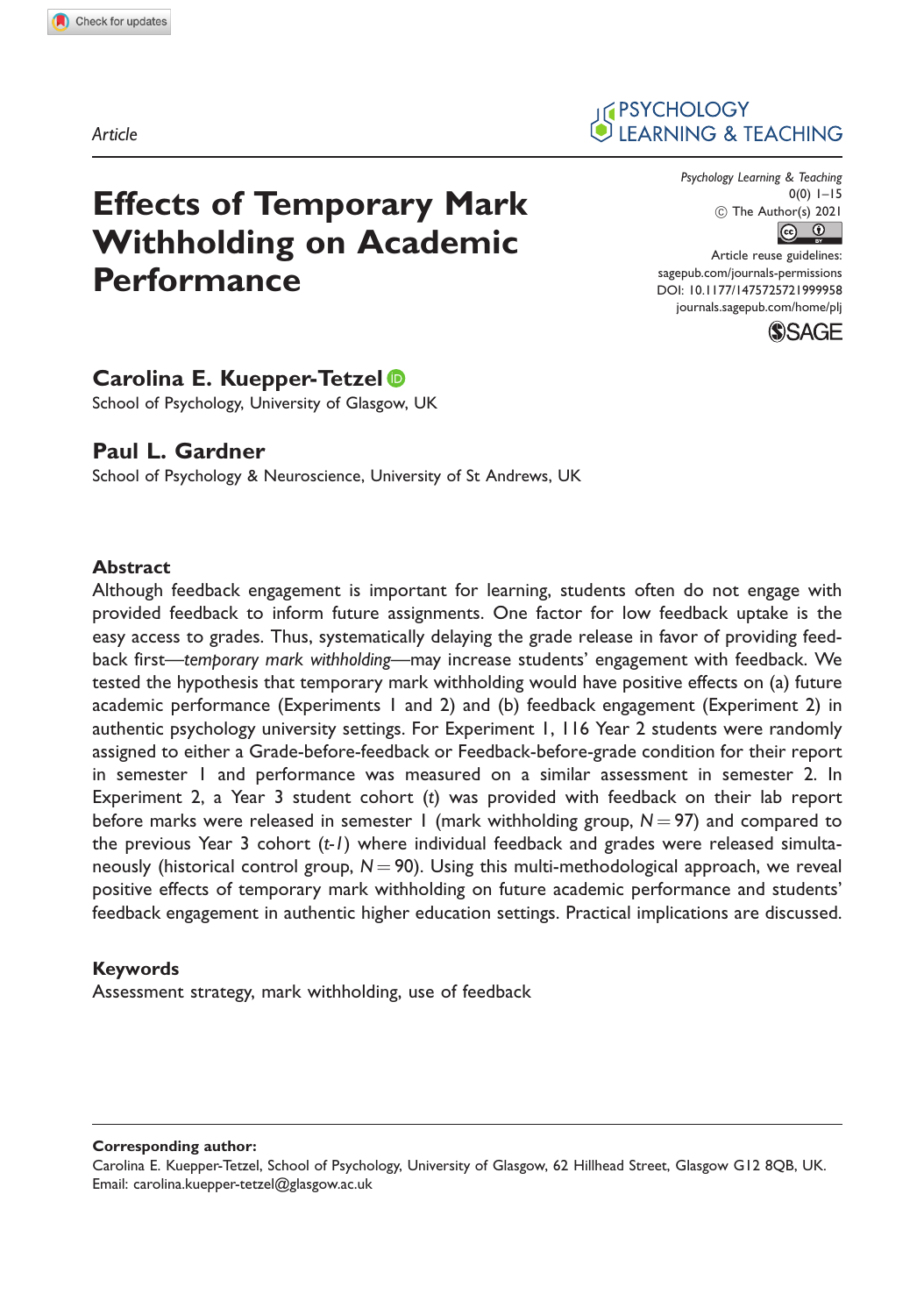Article

# Effects of Temporary Mark Withholding on Academic Performance

**Carolina E. Kuepper-Tetzel**
School of Psychology, University of Glasgow, UK

**Paul L. Gardner**
School of Psychology & Neuroscience, University of St Andrews, UK

Psychology Learning & Teaching
0(0) 1–15
© The Author(s) 2021
Article reuse guidelines:
sagepub.com/journals-permissions
DOI: 10.1177/1475725721999958
journals.sagepub.com/home/plj

## Abstract

Although feedback engagement is important for learning, students often do not engage with provided feedback to inform future assignments. One factor for low feedback uptake is the easy access to grades. Thus, systematically delaying the grade release in favor of providing feedback first—*temporary mark withholding*—may increase students' engagement with feedback. We tested the hypothesis that temporary mark withholding would have positive effects on (a) future academic performance (Experiments 1 and 2) and (b) feedback engagement (Experiment 2) in authentic psychology university settings. For Experiment 1, 116 Year 2 students were randomly assigned to either a Grade-before-feedback or Feedback-before-grade condition for their report in semester 1 and performance was measured on a similar assessment in semester 2. In Experiment 2, a Year 3 student cohort (*t*) was provided with feedback on their lab report before marks were released in semester 1 (mark withholding group, $N = 97$) and compared to the previous Year 3 cohort (*t-1*) where individual feedback and grades were released simultaneously (historical control group, $N = 90$). Using this multi-methodological approach, we reveal positive effects of temporary mark withholding on future academic performance and students' feedback engagement in authentic higher education settings. Practical implications are discussed.

## Keywords

Assessment strategy, mark withholding, use of feedback

**Corresponding author:**
Carolina E. Kuepper-Tetzel, School of Psychology, University of Glasgow, 62 Hillhead Street, Glasgow G12 8QB, UK.
Email: carolina.kuepper-tetzel@glasgow.ac.uk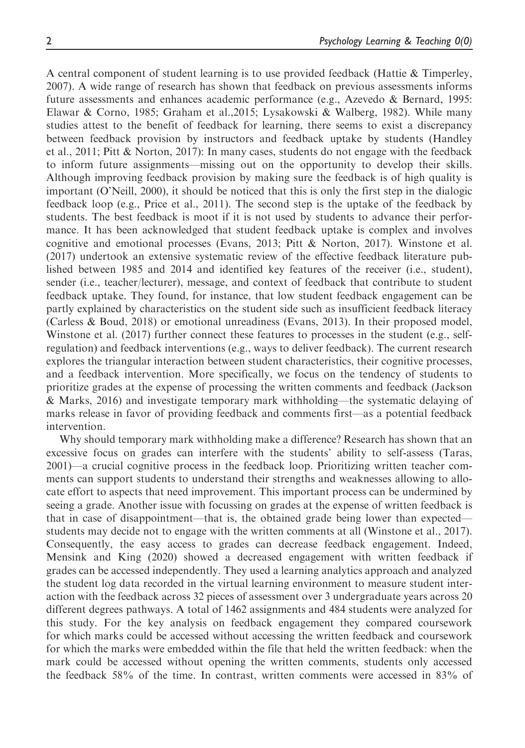A central component of student learning is to use provided feedback (Hattie & Timperley, 2007). A wide range of research has shown that feedback on previous assessments informs future assessments and enhances academic performance (e.g., Azevedo & Bernard, 1995: Elawar & Corno, 1985; Graham et al.,2015; Lysakowski & Walberg, 1982). While many studies attest to the benefit of feedback for learning, there seems to exist a discrepancy between feedback provision by instructors and feedback uptake by students (Handley et al., 2011; Pitt & Norton, 2017): In many cases, students do not engage with the feedback to inform future assignments—missing out on the opportunity to develop their skills. Although improving feedback provision by making sure the feedback is of high quality is important (O'Neill, 2000), it should be noticed that this is only the first step in the dialogic feedback loop (e.g., Price et al., 2011). The second step is the uptake of the feedback by students. The best feedback is moot if it is not used by students to advance their performance. It has been acknowledged that student feedback uptake is complex and involves cognitive and emotional processes (Evans, 2013; Pitt & Norton, 2017). Winstone et al. (2017) undertook an extensive systematic review of the effective feedback literature published between 1985 and 2014 and identified key features of the receiver (i.e., student), sender (i.e., teacher/lecturer), message, and context of feedback that contribute to student feedback uptake. They found, for instance, that low student feedback engagement can be partly explained by characteristics on the student side such as insufficient feedback literacy (Carless & Boud, 2018) or emotional unreadiness (Evans, 2013). In their proposed model, Winstone et al. (2017) further connect these features to processes in the student (e.g., self-regulation) and feedback interventions (e.g., ways to deliver feedback). The current research explores the triangular interaction between student characteristics, their cognitive processes, and a feedback intervention. More specifically, we focus on the tendency of students to prioritize grades at the expense of processing the written comments and feedback (Jackson & Marks, 2016) and investigate temporary mark withholding—the systematic delaying of marks release in favor of providing feedback and comments first—as a potential feedback intervention.

Why should temporary mark withholding make a difference? Research has shown that an excessive focus on grades can interfere with the students' ability to self-assess (Taras, 2001)—a crucial cognitive process in the feedback loop. Prioritizing written teacher comments can support students to understand their strengths and weaknesses allowing to allocate effort to aspects that need improvement. This important process can be undermined by seeing a grade. Another issue with focussing on grades at the expense of written feedback is that in case of disappointment—that is, the obtained grade being lower than expected—students may decide not to engage with the written comments at all (Winstone et al., 2017). Consequently, the easy access to grades can decrease feedback engagement. Indeed, Mensink and King (2020) showed a decreased engagement with written feedback if grades can be accessed independently. They used a learning analytics approach and analyzed the student log data recorded in the virtual learning environment to measure student interaction with the feedback across 32 pieces of assessment over 3 undergraduate years across 20 different degrees pathways. A total of 1462 assignments and 484 students were analyzed for this study. For the key analysis on feedback engagement they compared coursework for which marks could be accessed without accessing the written feedback and coursework for which the marks were embedded within the file that held the written feedback: when the mark could be accessed without opening the written comments, students only accessed the feedback 58% of the time. In contrast, written comments were accessed in 83% of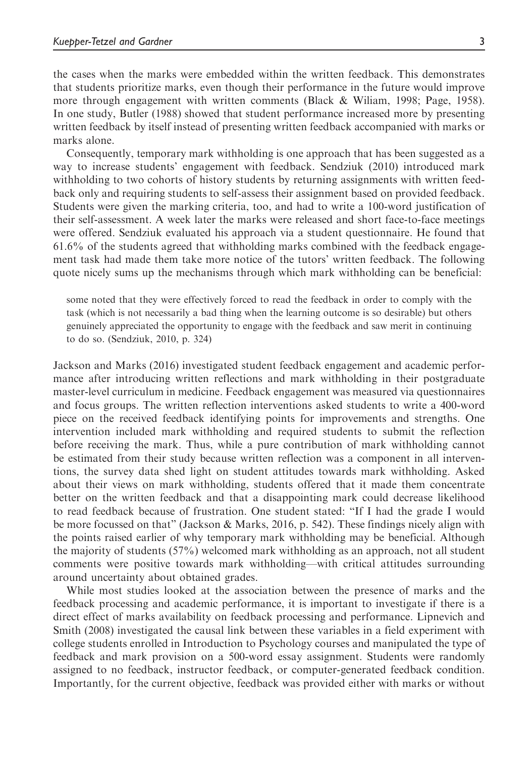the cases when the marks were embedded within the written feedback. This demonstrates that students prioritize marks, even though their performance in the future would improve more through engagement with written comments (Black & Wiliam, 1998; Page, 1958). In one study, Butler (1988) showed that student performance increased more by presenting written feedback by itself instead of presenting written feedback accompanied with marks or marks alone.

Consequently, temporary mark withholding is one approach that has been suggested as a way to increase students' engagement with feedback. Sendziuk (2010) introduced mark withholding to two cohorts of history students by returning assignments with written feedback only and requiring students to self-assess their assignment based on provided feedback. Students were given the marking criteria, too, and had to write a 100-word justification of their self-assessment. A week later the marks were released and short face-to-face meetings were offered. Sendziuk evaluated his approach via a student questionnaire. He found that 61.6% of the students agreed that withholding marks combined with the feedback engagement task had made them take more notice of the tutors' written feedback. The following quote nicely sums up the mechanisms through which mark withholding can be beneficial:

> some noted that they were effectively forced to read the feedback in order to comply with the task (which is not necessarily a bad thing when the learning outcome is so desirable) but others genuinely appreciated the opportunity to engage with the feedback and saw merit in continuing to do so. (Sendziuk, 2010, p. 324)

Jackson and Marks (2016) investigated student feedback engagement and academic performance after introducing written reflections and mark withholding in their postgraduate master-level curriculum in medicine. Feedback engagement was measured via questionnaires and focus groups. The written reflection interventions asked students to write a 400-word piece on the received feedback identifying points for improvements and strengths. One intervention included mark withholding and required students to submit the reflection before receiving the mark. Thus, while a pure contribution of mark withholding cannot be estimated from their study because written reflection was a component in all interventions, the survey data shed light on student attitudes towards mark withholding. Asked about their views on mark withholding, students offered that it made them concentrate better on the written feedback and that a disappointing mark could decrease likelihood to read feedback because of frustration. One student stated: "If I had the grade I would be more focussed on that" (Jackson & Marks, 2016, p. 542). These findings nicely align with the points raised earlier of why temporary mark withholding may be beneficial. Although the majority of students (57%) welcomed mark withholding as an approach, not all student comments were positive towards mark withholding—with critical attitudes surrounding around uncertainty about obtained grades.

While most studies looked at the association between the presence of marks and the feedback processing and academic performance, it is important to investigate if there is a direct effect of marks availability on feedback processing and performance. Lipnevich and Smith (2008) investigated the causal link between these variables in a field experiment with college students enrolled in Introduction to Psychology courses and manipulated the type of feedback and mark provision on a 500-word essay assignment. Students were randomly assigned to no feedback, instructor feedback, or computer-generated feedback condition. Importantly, for the current objective, feedback was provided either with marks or without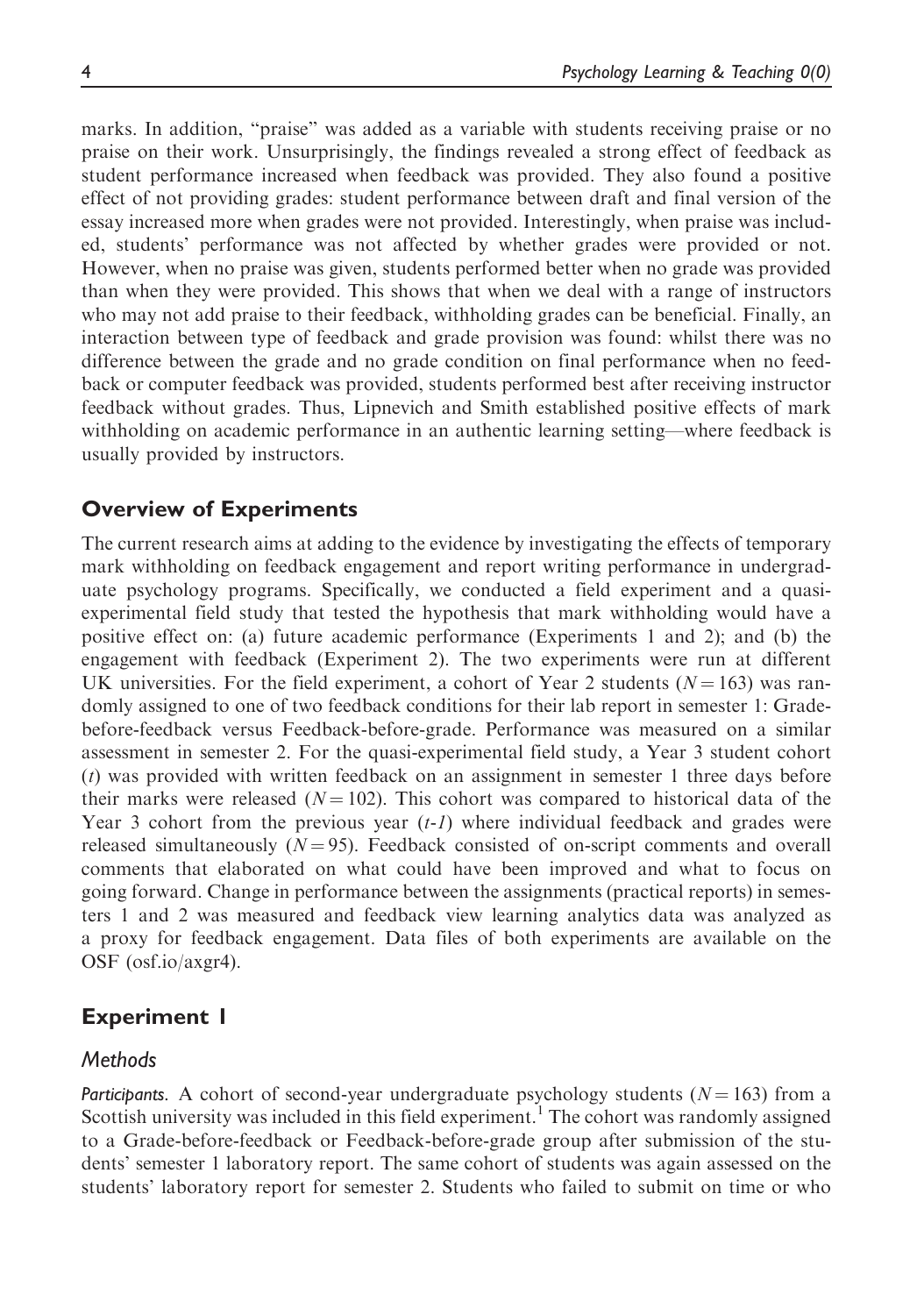marks. In addition, "praise" was added as a variable with students receiving praise or no praise on their work. Unsurprisingly, the findings revealed a strong effect of feedback as student performance increased when feedback was provided. They also found a positive effect of not providing grades: student performance between draft and final version of the essay increased more when grades were not provided. Interestingly, when praise was included, students' performance was not affected by whether grades were provided or not. However, when no praise was given, students performed better when no grade was provided than when they were provided. This shows that when we deal with a range of instructors who may not add praise to their feedback, withholding grades can be beneficial. Finally, an interaction between type of feedback and grade provision was found: whilst there was no difference between the grade and no grade condition on final performance when no feedback or computer feedback was provided, students performed best after receiving instructor feedback without grades. Thus, Lipnevich and Smith established positive effects of mark withholding on academic performance in an authentic learning setting—where feedback is usually provided by instructors.

## Overview of Experiments

The current research aims at adding to the evidence by investigating the effects of temporary mark withholding on feedback engagement and report writing performance in undergraduate psychology programs. Specifically, we conducted a field experiment and a quasi-experimental field study that tested the hypothesis that mark withholding would have a positive effect on: (a) future academic performance (Experiments 1 and 2); and (b) the engagement with feedback (Experiment 2). The two experiments were run at different UK universities. For the field experiment, a cohort of Year 2 students ($N = 163$) was randomly assigned to one of two feedback conditions for their lab report in semester 1: Grade-before-feedback versus Feedback-before-grade. Performance was measured on a similar assessment in semester 2. For the quasi-experimental field study, a Year 3 student cohort ($t$) was provided with written feedback on an assignment in semester 1 three days before their marks were released ($N = 102$). This cohort was compared to historical data of the Year 3 cohort from the previous year ($t$-$1$) where individual feedback and grades were released simultaneously ($N = 95$). Feedback consisted of on-script comments and overall comments that elaborated on what could have been improved and what to focus on going forward. Change in performance between the assignments (practical reports) in semesters 1 and 2 was measured and feedback view learning analytics data was analyzed as a proxy for feedback engagement. Data files of both experiments are available on the OSF (osf.io/axgr4).

## Experiment 1

### Methods

*Participants.* A cohort of second-year undergraduate psychology students ($N = 163$) from a Scottish university was included in this field experiment.[1] The cohort was randomly assigned to a Grade-before-feedback or Feedback-before-grade group after submission of the students' semester 1 laboratory report. The same cohort of students was again assessed on the students' laboratory report for semester 2. Students who failed to submit on time or who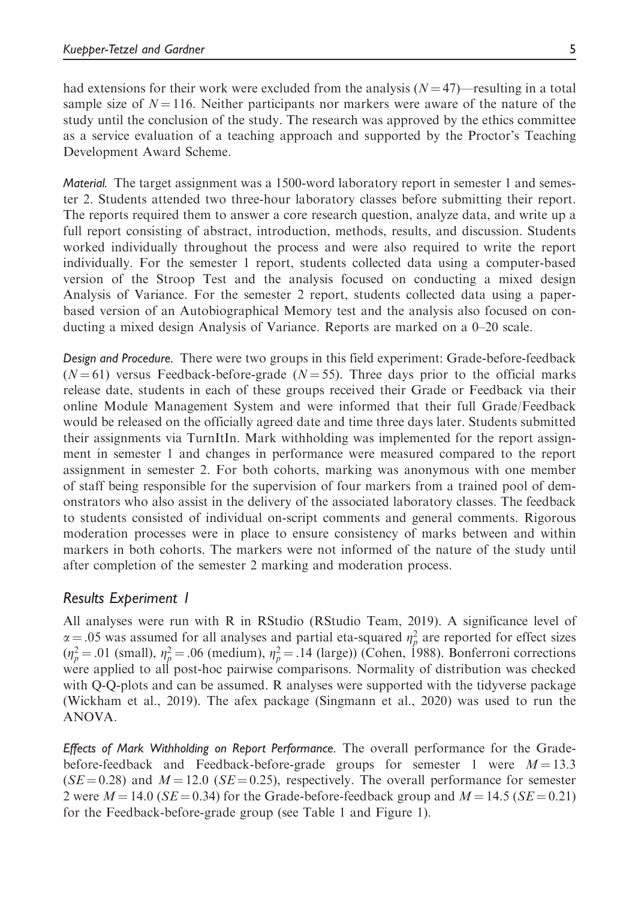had extensions for their work were excluded from the analysis ($N = 47$)—resulting in a total sample size of $N = 116$. Neither participants nor markers were aware of the nature of the study until the conclusion of the study. The research was approved by the ethics committee as a service evaluation of a teaching approach and supported by the Proctor's Teaching Development Award Scheme.

*Material.* The target assignment was a 1500-word laboratory report in semester 1 and semester 2. Students attended two three-hour laboratory classes before submitting their report. The reports required them to answer a core research question, analyze data, and write up a full report consisting of abstract, introduction, methods, results, and discussion. Students worked individually throughout the process and were also required to write the report individually. For the semester 1 report, students collected data using a computer-based version of the Stroop Test and the analysis focused on conducting a mixed design Analysis of Variance. For the semester 2 report, students collected data using a paper-based version of an Autobiographical Memory test and the analysis also focused on conducting a mixed design Analysis of Variance. Reports are marked on a 0–20 scale.

*Design and Procedure.* There were two groups in this field experiment: Grade-before-feedback ($N = 61$) versus Feedback-before-grade ($N = 55$). Three days prior to the official marks release date, students in each of these groups received their Grade or Feedback via their online Module Management System and were informed that their full Grade/Feedback would be released on the officially agreed date and time three days later. Students submitted their assignments via TurnItIn. Mark withholding was implemented for the report assignment in semester 1 and changes in performance were measured compared to the report assignment in semester 2. For both cohorts, marking was anonymous with one member of staff being responsible for the supervision of four markers from a trained pool of demonstrators who also assist in the delivery of the associated laboratory classes. The feedback to students consisted of individual on-script comments and general comments. Rigorous moderation processes were in place to ensure consistency of marks between and within markers in both cohorts. The markers were not informed of the nature of the study until after completion of the semester 2 marking and moderation process.

## Results Experiment 1

All analyses were run with R in RStudio (RStudio Team, 2019). A significance level of $\alpha = .05$ was assumed for all analyses and partial eta-squared $\eta_p^2$ are reported for effect sizes ($\eta_p^2 = .01$ (small), $\eta_p^2 = .06$ (medium), $\eta_p^2 = .14$ (large)) (Cohen, 1988). Bonferroni corrections were applied to all post-hoc pairwise comparisons. Normality of distribution was checked with Q-Q-plots and can be assumed. R analyses were supported with the tidyverse package (Wickham et al., 2019). The afex package (Singmann et al., 2020) was used to run the ANOVA.

*Effects of Mark Withholding on Report Performance.* The overall performance for the Grade-before-feedback and Feedback-before-grade groups for semester 1 were $M = 13.3$ ($SE = 0.28$) and $M = 12.0$ ($SE = 0.25$), respectively. The overall performance for semester 2 were $M = 14.0$ ($SE = 0.34$) for the Grade-before-feedback group and $M = 14.5$ ($SE = 0.21$) for the Feedback-before-grade group (see Table 1 and Figure 1).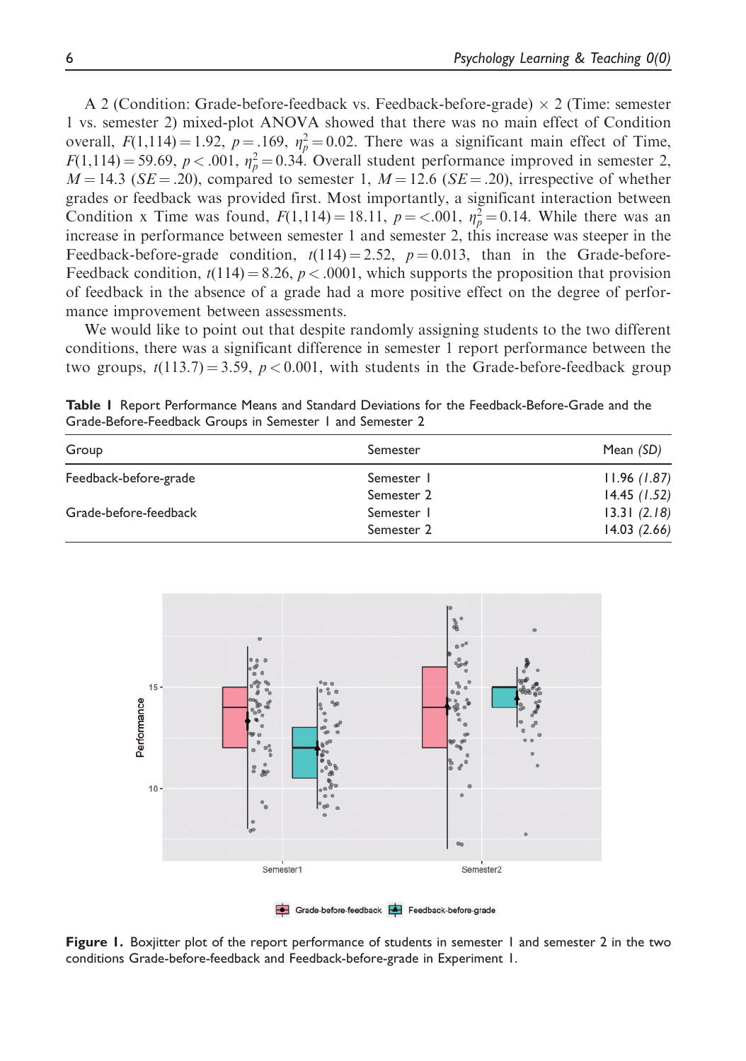A 2 (Condition: Grade-before-feedback vs. Feedback-before-grade) $\times$ 2 (Time: semester 1 vs. semester 2) mixed-plot ANOVA showed that there was no main effect of Condition overall, $F(1,114) = 1.92$, $p = .169$, $\eta_p^2 = 0.02$. There was a significant main effect of Time, $F(1,114) = 59.69$, $p < .001$, $\eta_p^2 = 0.34$. Overall student performance improved in semester 2, $M = 14.3$ ($SE = .20$), compared to semester 1, $M = 12.6$ ($SE = .20$), irrespective of whether grades or feedback was provided first. Most importantly, a significant interaction between Condition x Time was found, $F(1,114) = 18.11$, $p = <.001$, $\eta_p^2 = 0.14$. While there was an increase in performance between semester 1 and semester 2, this increase was steeper in the Feedback-before-grade condition, $t(114) = 2.52$, $p = 0.013$, than in the Grade-before-Feedback condition, $t(114) = 8.26$, $p < .0001$, which supports the proposition that provision of feedback in the absence of a grade had a more positive effect on the degree of performance improvement between assessments.

We would like to point out that despite randomly assigning students to the two different conditions, there was a significant difference in semester 1 report performance between the two groups, $t(113.7) = 3.59$, $p < 0.001$, with students in the Grade-before-feedback group

**Table 1** Report Performance Means and Standard Deviations for the Feedback-Before-Grade and the Grade-Before-Feedback Groups in Semester 1 and Semester 2

| Group | Semester | Mean *(SD)* |
|---|---|---|
| Feedback-before-grade | Semester 1 | 11.96 *(1.87)* |
| | Semester 2 | 14.45 *(1.52)* |
| Grade-before-feedback | Semester 1 | 13.31 *(2.18)* |
| | Semester 2 | 14.03 *(2.66)* |

**Figure 1.** Boxjitter plot of the report performance of students in semester 1 and semester 2 in the two conditions Grade-before-feedback and Feedback-before-grade in Experiment 1.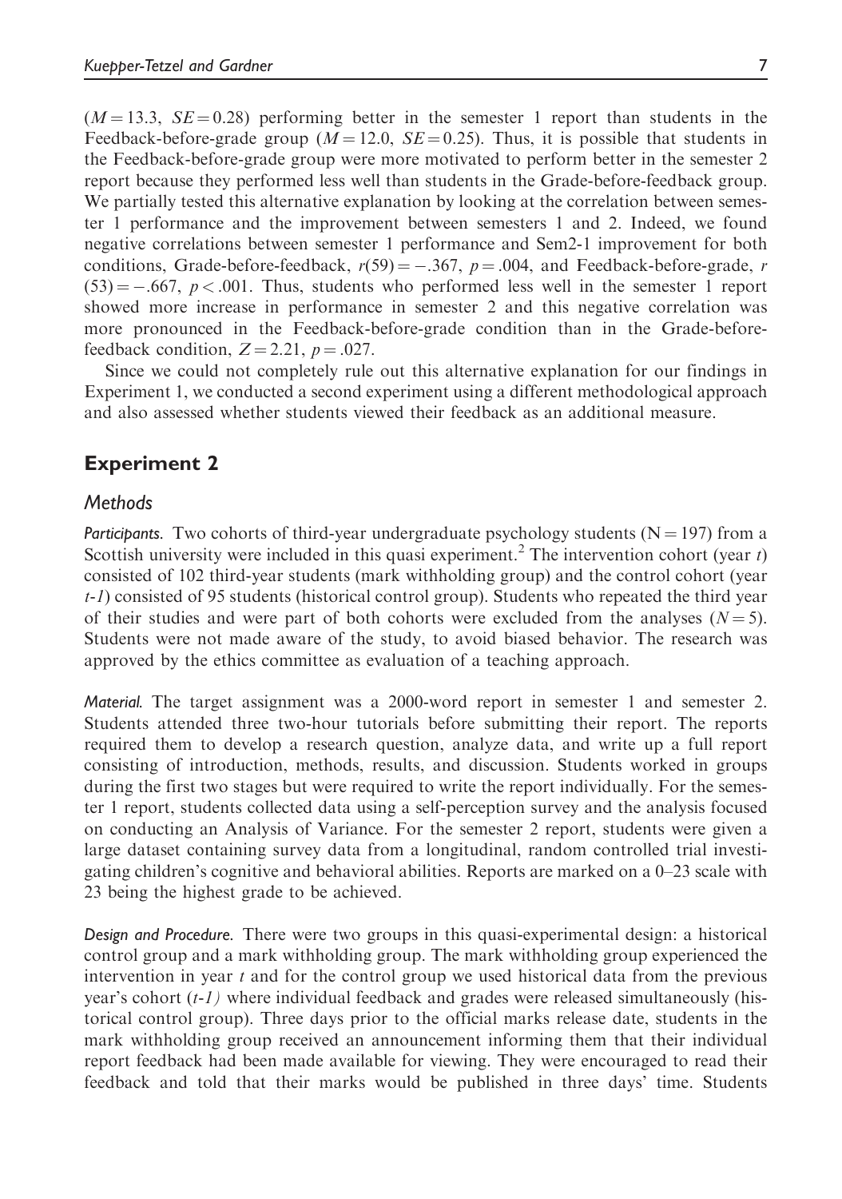($M = 13.3$, $SE = 0.28$) performing better in the semester 1 report than students in the Feedback-before-grade group ($M = 12.0$, $SE = 0.25$). Thus, it is possible that students in the Feedback-before-grade group were more motivated to perform better in the semester 2 report because they performed less well than students in the Grade-before-feedback group. We partially tested this alternative explanation by looking at the correlation between semester 1 performance and the improvement between semesters 1 and 2. Indeed, we found negative correlations between semester 1 performance and Sem2-1 improvement for both conditions, Grade-before-feedback, $r(59) = -.367$, $p = .004$, and Feedback-before-grade, $r(53) = -.667$, $p < .001$. Thus, students who performed less well in the semester 1 report showed more increase in performance in semester 2 and this negative correlation was more pronounced in the Feedback-before-grade condition than in the Grade-before-feedback condition, $Z = 2.21$, $p = .027$.

Since we could not completely rule out this alternative explanation for our findings in Experiment 1, we conducted a second experiment using a different methodological approach and also assessed whether students viewed their feedback as an additional measure.

## Experiment 2

### Methods

*Participants.* Two cohorts of third-year undergraduate psychology students ($N = 197$) from a Scottish university were included in this quasi experiment.[2] The intervention cohort (year *t*) consisted of 102 third-year students (mark withholding group) and the control cohort (year *t-1*) consisted of 95 students (historical control group). Students who repeated the third year of their studies and were part of both cohorts were excluded from the analyses ($N = 5$). Students were not made aware of the study, to avoid biased behavior. The research was approved by the ethics committee as evaluation of a teaching approach.

*Material.* The target assignment was a 2000-word report in semester 1 and semester 2. Students attended three two-hour tutorials before submitting their report. The reports required them to develop a research question, analyze data, and write up a full report consisting of introduction, methods, results, and discussion. Students worked in groups during the first two stages but were required to write the report individually. For the semester 1 report, students collected data using a self-perception survey and the analysis focused on conducting an Analysis of Variance. For the semester 2 report, students were given a large dataset containing survey data from a longitudinal, random controlled trial investigating children's cognitive and behavioral abilities. Reports are marked on a 0–23 scale with 23 being the highest grade to be achieved.

*Design and Procedure.* There were two groups in this quasi-experimental design: a historical control group and a mark withholding group. The mark withholding group experienced the intervention in year *t* and for the control group we used historical data from the previous year's cohort (*t-1*) where individual feedback and grades were released simultaneously (historical control group). Three days prior to the official marks release date, students in the mark withholding group received an announcement informing them that their individual report feedback had been made available for viewing. They were encouraged to read their feedback and told that their marks would be published in three days' time. Students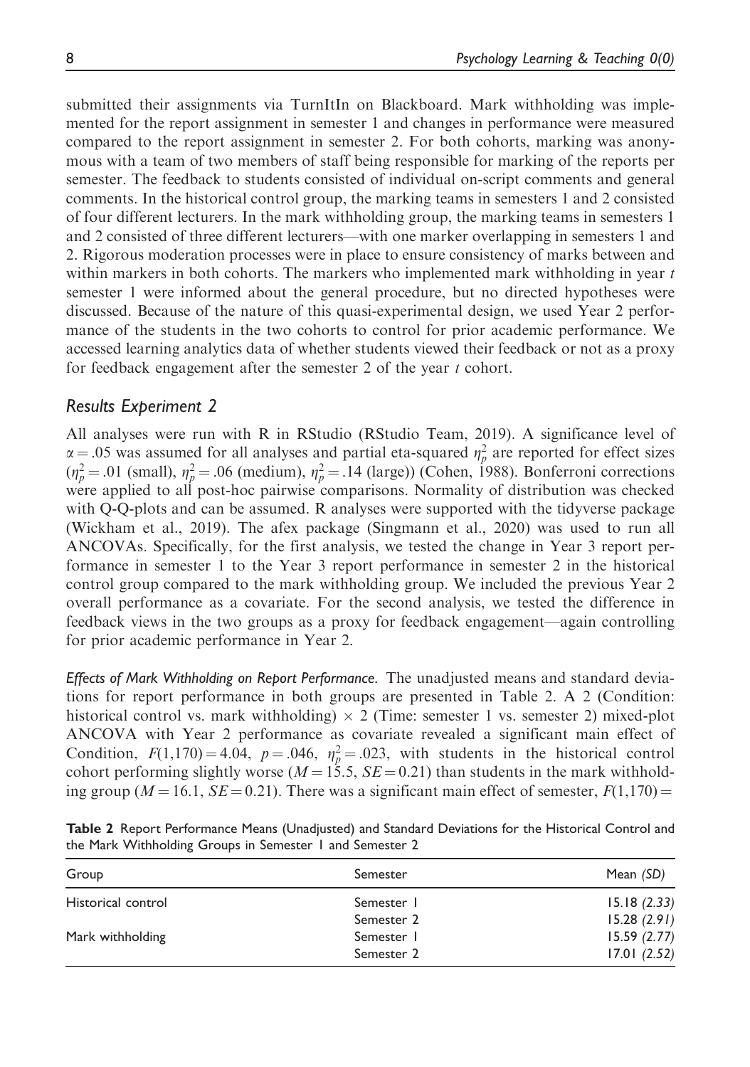submitted their assignments via TurnItIn on Blackboard. Mark withholding was implemented for the report assignment in semester 1 and changes in performance were measured compared to the report assignment in semester 2. For both cohorts, marking was anonymous with a team of two members of staff being responsible for marking of the reports per semester. The feedback to students consisted of individual on-script comments and general comments. In the historical control group, the marking teams in semesters 1 and 2 consisted of four different lecturers. In the mark withholding group, the marking teams in semesters 1 and 2 consisted of three different lecturers—with one marker overlapping in semesters 1 and 2. Rigorous moderation processes were in place to ensure consistency of marks between and within markers in both cohorts. The markers who implemented mark withholding in year $t$ semester 1 were informed about the general procedure, but no directed hypotheses were discussed. Because of the nature of this quasi-experimental design, we used Year 2 performance of the students in the two cohorts to control for prior academic performance. We accessed learning analytics data of whether students viewed their feedback or not as a proxy for feedback engagement after the semester 2 of the year $t$ cohort.

## *Results Experiment 2*

All analyses were run with R in RStudio (RStudio Team, 2019). A significance level of $\alpha = .05$ was assumed for all analyses and partial eta-squared $\eta_p^2$ are reported for effect sizes ($\eta_p^2 = .01$ (small), $\eta_p^2 = .06$ (medium), $\eta_p^2 = .14$ (large)) (Cohen, 1988). Bonferroni corrections were applied to all post-hoc pairwise comparisons. Normality of distribution was checked with Q-Q-plots and can be assumed. R analyses were supported with the tidyverse package (Wickham et al., 2019). The afex package (Singmann et al., 2020) was used to run all ANCOVAs. Specifically, for the first analysis, we tested the change in Year 3 report performance in semester 1 to the Year 3 report performance in semester 2 in the historical control group compared to the mark withholding group. We included the previous Year 2 overall performance as a covariate. For the second analysis, we tested the difference in feedback views in the two groups as a proxy for feedback engagement—again controlling for prior academic performance in Year 2.

*Effects of Mark Withholding on Report Performance.* The unadjusted means and standard deviations for report performance in both groups are presented in Table 2. A 2 (Condition: historical control vs. mark withholding) $\times$ 2 (Time: semester 1 vs. semester 2) mixed-plot ANCOVA with Year 2 performance as covariate revealed a significant main effect of Condition, $F(1,170) = 4.04$, $p = .046$, $\eta_p^2 = .023$, with students in the historical control cohort performing slightly worse ($M = 15.5$, $SE = 0.21$) than students in the mark withholding group ($M = 16.1$, $SE = 0.21$). There was a significant main effect of semester, $F(1,170) =$

**Table 2** Report Performance Means (Unadjusted) and Standard Deviations for the Historical Control and the Mark Withholding Groups in Semester 1 and Semester 2

| Group | Semester | Mean *(SD)* |
|---|---|---|
| Historical control | Semester 1 | 15.18 *(2.33)* |
| | Semester 2 | 15.28 *(2.91)* |
| Mark withholding | Semester 1 | 15.59 *(2.77)* |
| | Semester 2 | 17.01 *(2.52)* |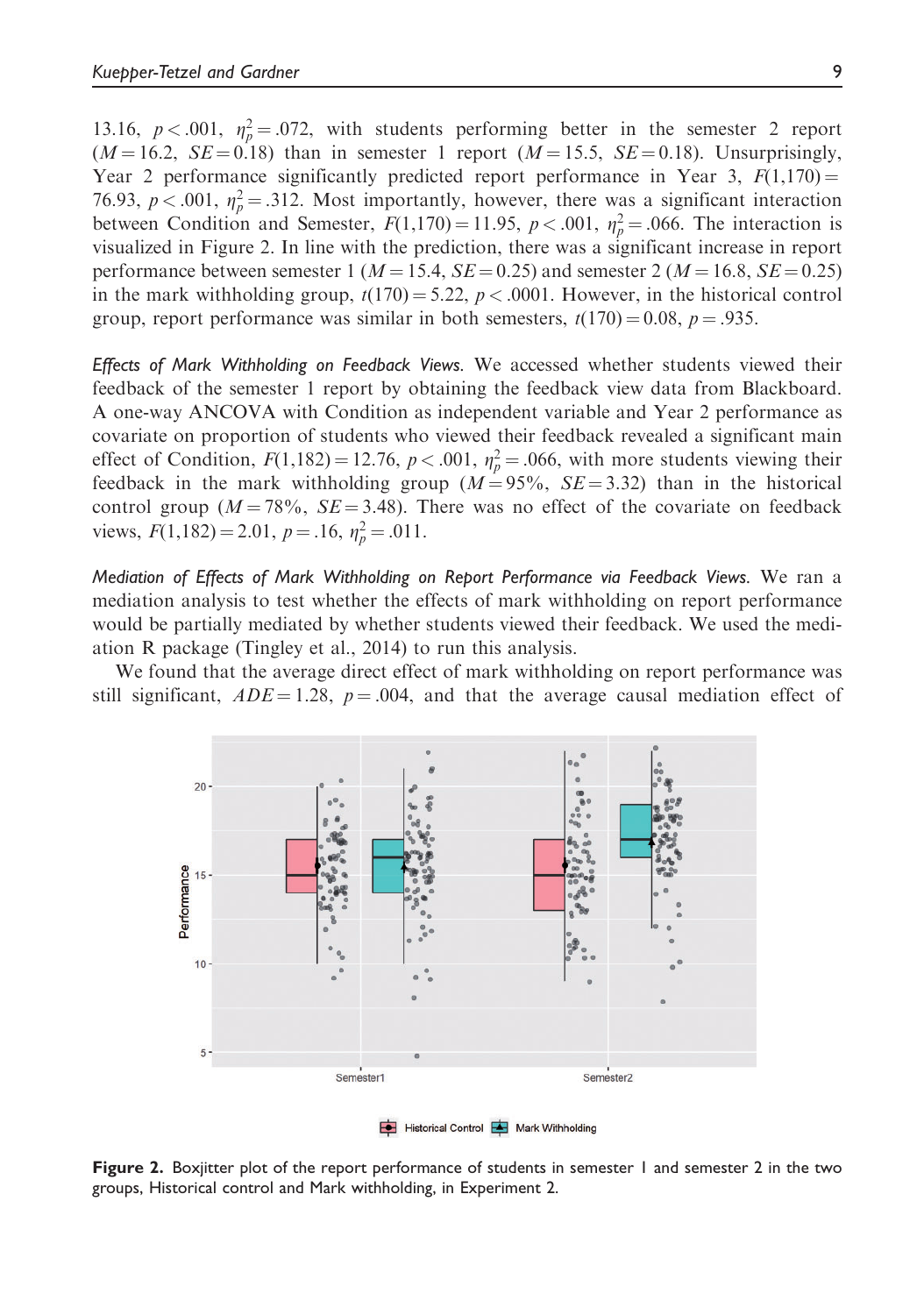13.16, $p < .001$, $\eta_p^2 = .072$, with students performing better in the semester 2 report ($M = 16.2$, $SE = 0.18$) than in semester 1 report ($M = 15.5$, $SE = 0.18$). Unsurprisingly, Year 2 performance significantly predicted report performance in Year 3, $F(1,170) = 76.93$, $p < .001$, $\eta_p^2 = .312$. Most importantly, however, there was a significant interaction between Condition and Semester, $F(1,170) = 11.95$, $p < .001$, $\eta_p^2 = .066$. The interaction is visualized in Figure 2. In line with the prediction, there was a significant increase in report performance between semester 1 ($M = 15.4$, $SE = 0.25$) and semester 2 ($M = 16.8$, $SE = 0.25$) in the mark withholding group, $t(170) = 5.22$, $p < .0001$. However, in the historical control group, report performance was similar in both semesters, $t(170) = 0.08$, $p = .935$.

*Effects of Mark Withholding on Feedback Views.* We accessed whether students viewed their feedback of the semester 1 report by obtaining the feedback view data from Blackboard. A one-way ANCOVA with Condition as independent variable and Year 2 performance as covariate on proportion of students who viewed their feedback revealed a significant main effect of Condition, $F(1,182) = 12.76$, $p < .001$, $\eta_p^2 = .066$, with more students viewing their feedback in the mark withholding group ($M = 95\%$, $SE = 3.32$) than in the historical control group ($M = 78\%$, $SE = 3.48$). There was no effect of the covariate on feedback views, $F(1,182) = 2.01$, $p = .16$, $\eta_p^2 = .011$.

*Mediation of Effects of Mark Withholding on Report Performance via Feedback Views.* We ran a mediation analysis to test whether the effects of mark withholding on report performance would be partially mediated by whether students viewed their feedback. We used the mediation R package (Tingley et al., 2014) to run this analysis.

We found that the average direct effect of mark withholding on report performance was still significant, $ADE = 1.28$, $p = .004$, and that the average causal mediation effect of

**Figure 2.** Boxjitter plot of the report performance of students in semester 1 and semester 2 in the two groups, Historical control and Mark withholding, in Experiment 2.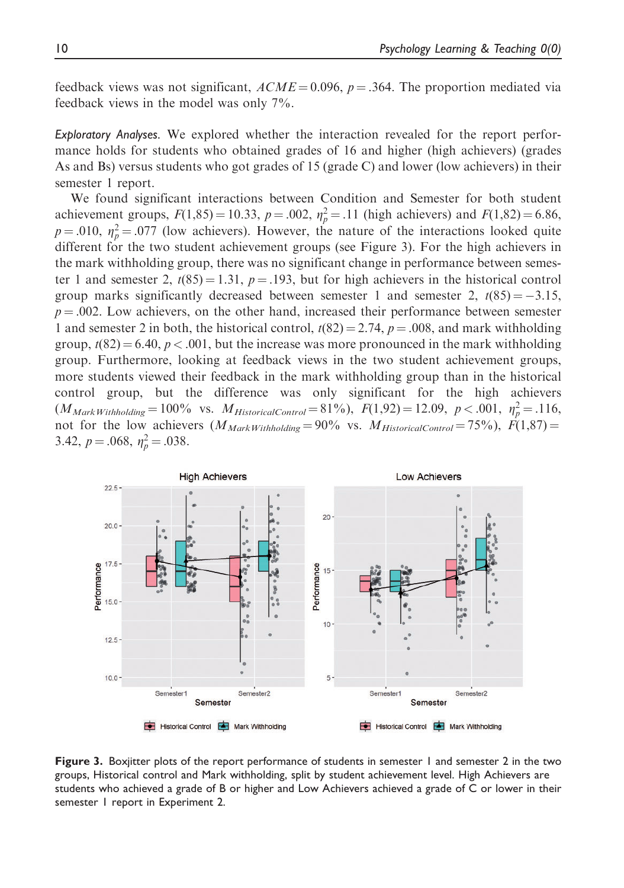feedback views was not significant, $ACME = 0.096$, $p = .364$. The proportion mediated via feedback views in the model was only 7%.

*Exploratory Analyses.* We explored whether the interaction revealed for the report performance holds for students who obtained grades of 16 and higher (high achievers) (grades As and Bs) versus students who got grades of 15 (grade C) and lower (low achievers) in their semester 1 report.

We found significant interactions between Condition and Semester for both student achievement groups, $F(1,85) = 10.33$, $p = .002$, $\eta_p^2 = .11$ (high achievers) and $F(1,82) = 6.86$, $p = .010$, $\eta_p^2 = .077$ (low achievers). However, the nature of the interactions looked quite different for the two student achievement groups (see Figure 3). For the high achievers in the mark withholding group, there was no significant change in performance between semester 1 and semester 2, $t(85) = 1.31$, $p = .193$, but for high achievers in the historical control group marks significantly decreased between semester 1 and semester 2, $t(85) = -3.15$, $p = .002$. Low achievers, on the other hand, increased their performance between semester 1 and semester 2 in both, the historical control, $t(82) = 2.74$, $p = .008$, and mark withholding group, $t(82) = 6.40$, $p < .001$, but the increase was more pronounced in the mark withholding group. Furthermore, looking at feedback views in the two student achievement groups, more students viewed their feedback in the mark withholding group than in the historical control group, but the difference was only significant for the high achievers ($M_{MarkWithholding} = 100\%$ vs. $M_{HistoricalControl} = 81\%$), $F(1,92) = 12.09$, $p < .001$, $\eta_p^2 = .116$, not for the low achievers ($M_{MarkWithholding} = 90\%$ vs. $M_{HistoricalControl} = 75\%$), $F(1,87) = 3.42$, $p = .068$, $\eta_p^2 = .038$.

**Figure 3.** Boxjitter plots of the report performance of students in semester 1 and semester 2 in the two groups, Historical control and Mark withholding, split by student achievement level. High Achievers are students who achieved a grade of B or higher and Low Achievers achieved a grade of C or lower in their semester 1 report in Experiment 2.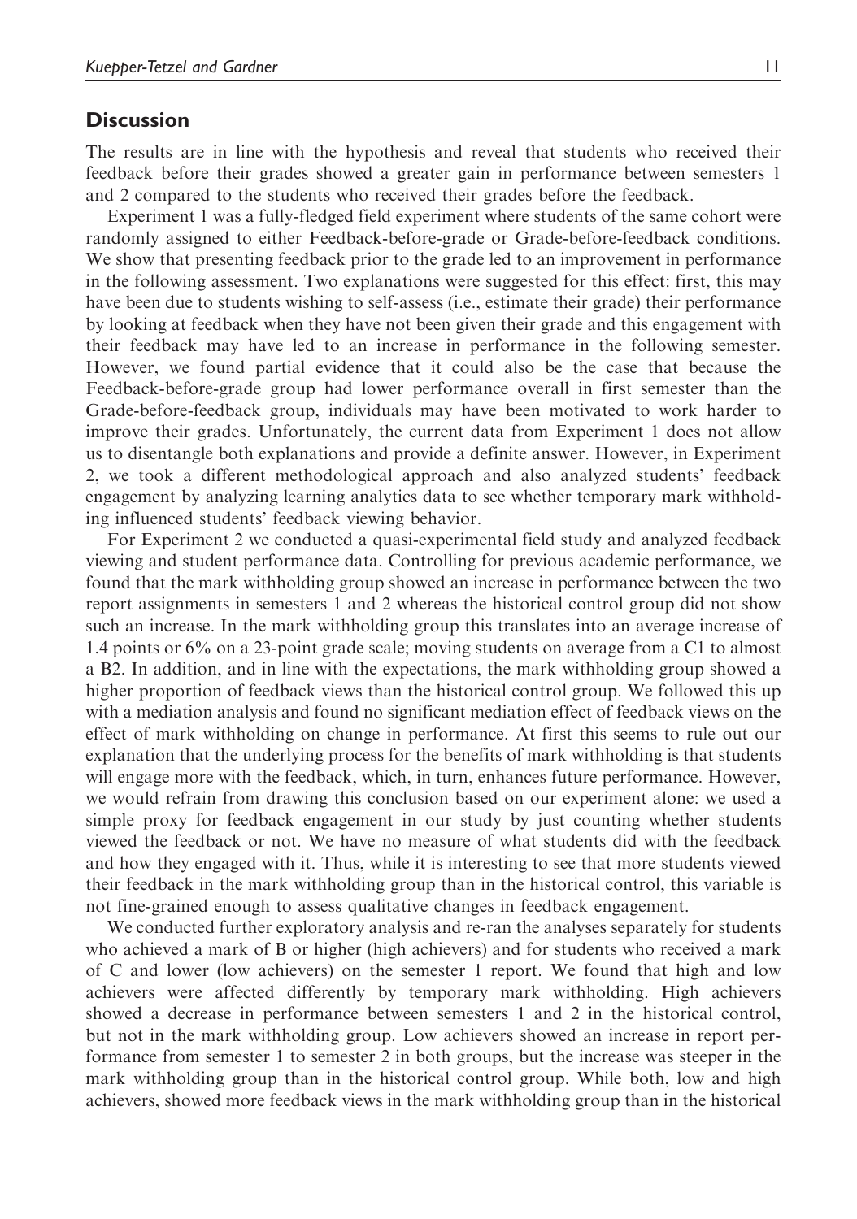## Discussion

The results are in line with the hypothesis and reveal that students who received their feedback before their grades showed a greater gain in performance between semesters 1 and 2 compared to the students who received their grades before the feedback.

Experiment 1 was a fully-fledged field experiment where students of the same cohort were randomly assigned to either Feedback-before-grade or Grade-before-feedback conditions. We show that presenting feedback prior to the grade led to an improvement in performance in the following assessment. Two explanations were suggested for this effect: first, this may have been due to students wishing to self-assess (i.e., estimate their grade) their performance by looking at feedback when they have not been given their grade and this engagement with their feedback may have led to an increase in performance in the following semester. However, we found partial evidence that it could also be the case that because the Feedback-before-grade group had lower performance overall in first semester than the Grade-before-feedback group, individuals may have been motivated to work harder to improve their grades. Unfortunately, the current data from Experiment 1 does not allow us to disentangle both explanations and provide a definite answer. However, in Experiment 2, we took a different methodological approach and also analyzed students' feedback engagement by analyzing learning analytics data to see whether temporary mark withholding influenced students' feedback viewing behavior.

For Experiment 2 we conducted a quasi-experimental field study and analyzed feedback viewing and student performance data. Controlling for previous academic performance, we found that the mark withholding group showed an increase in performance between the two report assignments in semesters 1 and 2 whereas the historical control group did not show such an increase. In the mark withholding group this translates into an average increase of 1.4 points or 6% on a 23-point grade scale; moving students on average from a C1 to almost a B2. In addition, and in line with the expectations, the mark withholding group showed a higher proportion of feedback views than the historical control group. We followed this up with a mediation analysis and found no significant mediation effect of feedback views on the effect of mark withholding on change in performance. At first this seems to rule out our explanation that the underlying process for the benefits of mark withholding is that students will engage more with the feedback, which, in turn, enhances future performance. However, we would refrain from drawing this conclusion based on our experiment alone: we used a simple proxy for feedback engagement in our study by just counting whether students viewed the feedback or not. We have no measure of what students did with the feedback and how they engaged with it. Thus, while it is interesting to see that more students viewed their feedback in the mark withholding group than in the historical control, this variable is not fine-grained enough to assess qualitative changes in feedback engagement.

We conducted further exploratory analysis and re-ran the analyses separately for students who achieved a mark of B or higher (high achievers) and for students who received a mark of C and lower (low achievers) on the semester 1 report. We found that high and low achievers were affected differently by temporary mark withholding. High achievers showed a decrease in performance between semesters 1 and 2 in the historical control, but not in the mark withholding group. Low achievers showed an increase in report performance from semester 1 to semester 2 in both groups, but the increase was steeper in the mark withholding group than in the historical control group. While both, low and high achievers, showed more feedback views in the mark withholding group than in the historical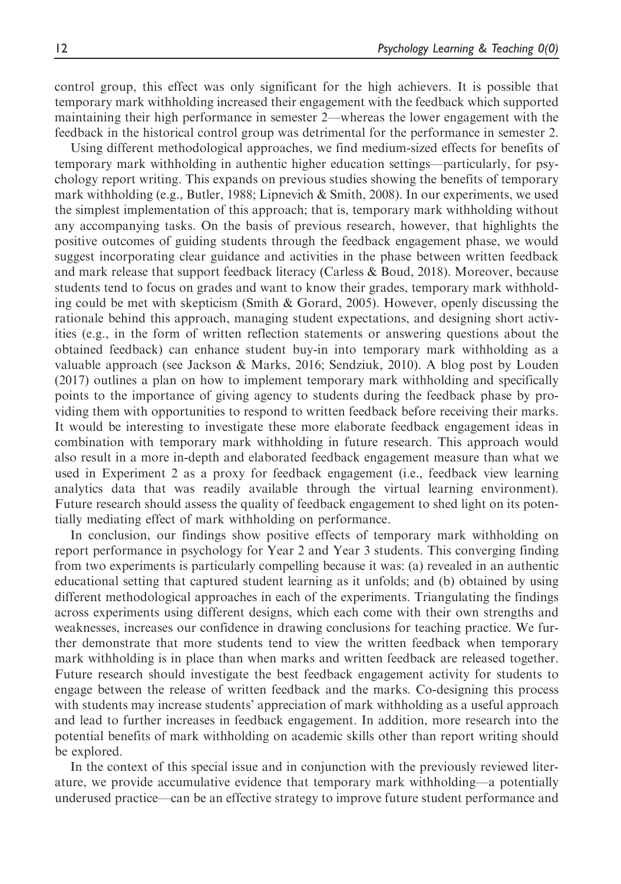control group, this effect was only significant for the high achievers. It is possible that temporary mark withholding increased their engagement with the feedback which supported maintaining their high performance in semester 2—whereas the lower engagement with the feedback in the historical control group was detrimental for the performance in semester 2.

Using different methodological approaches, we find medium-sized effects for benefits of temporary mark withholding in authentic higher education settings—particularly, for psychology report writing. This expands on previous studies showing the benefits of temporary mark withholding (e.g., Butler, 1988; Lipnevich & Smith, 2008). In our experiments, we used the simplest implementation of this approach; that is, temporary mark withholding without any accompanying tasks. On the basis of previous research, however, that highlights the positive outcomes of guiding students through the feedback engagement phase, we would suggest incorporating clear guidance and activities in the phase between written feedback and mark release that support feedback literacy (Carless & Boud, 2018). Moreover, because students tend to focus on grades and want to know their grades, temporary mark withholding could be met with skepticism (Smith & Gorard, 2005). However, openly discussing the rationale behind this approach, managing student expectations, and designing short activities (e.g., in the form of written reflection statements or answering questions about the obtained feedback) can enhance student buy-in into temporary mark withholding as a valuable approach (see Jackson & Marks, 2016; Sendziuk, 2010). A blog post by Louden (2017) outlines a plan on how to implement temporary mark withholding and specifically points to the importance of giving agency to students during the feedback phase by providing them with opportunities to respond to written feedback before receiving their marks. It would be interesting to investigate these more elaborate feedback engagement ideas in combination with temporary mark withholding in future research. This approach would also result in a more in-depth and elaborated feedback engagement measure than what we used in Experiment 2 as a proxy for feedback engagement (i.e., feedback view learning analytics data that was readily available through the virtual learning environment). Future research should assess the quality of feedback engagement to shed light on its potentially mediating effect of mark withholding on performance.

In conclusion, our findings show positive effects of temporary mark withholding on report performance in psychology for Year 2 and Year 3 students. This converging finding from two experiments is particularly compelling because it was: (a) revealed in an authentic educational setting that captured student learning as it unfolds; and (b) obtained by using different methodological approaches in each of the experiments. Triangulating the findings across experiments using different designs, which each come with their own strengths and weaknesses, increases our confidence in drawing conclusions for teaching practice. We further demonstrate that more students tend to view the written feedback when temporary mark withholding is in place than when marks and written feedback are released together. Future research should investigate the best feedback engagement activity for students to engage between the release of written feedback and the marks. Co-designing this process with students may increase students' appreciation of mark withholding as a useful approach and lead to further increases in feedback engagement. In addition, more research into the potential benefits of mark withholding on academic skills other than report writing should be explored.

In the context of this special issue and in conjunction with the previously reviewed literature, we provide accumulative evidence that temporary mark withholding—a potentially underused practice—can be an effective strategy to improve future student performance and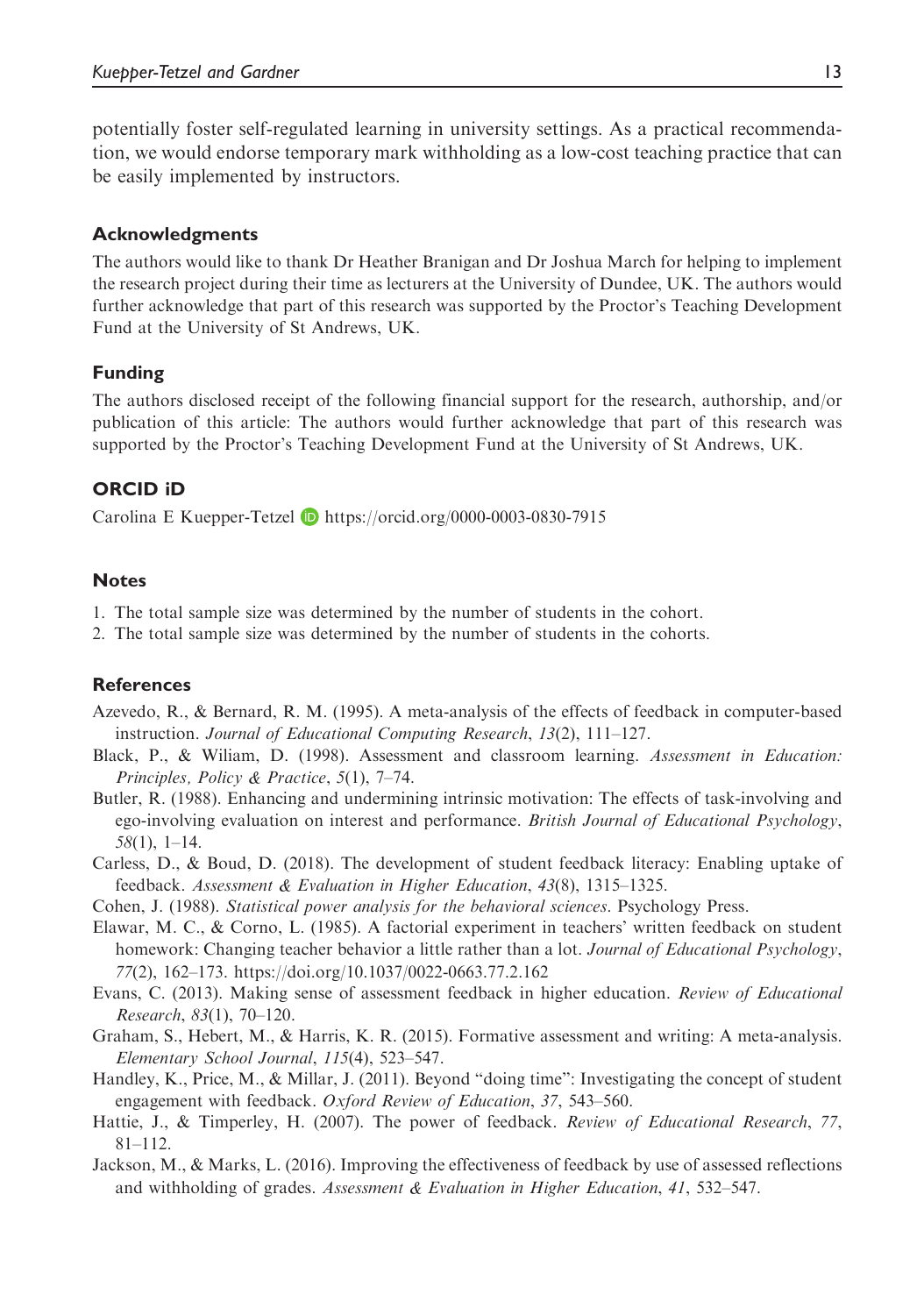potentially foster self-regulated learning in university settings. As a practical recommendation, we would endorse temporary mark withholding as a low-cost teaching practice that can be easily implemented by instructors.

## Acknowledgments

The authors would like to thank Dr Heather Branigan and Dr Joshua March for helping to implement the research project during their time as lecturers at the University of Dundee, UK. The authors would further acknowledge that part of this research was supported by the Proctor's Teaching Development Fund at the University of St Andrews, UK.

## Funding

The authors disclosed receipt of the following financial support for the research, authorship, and/or publication of this article: The authors would further acknowledge that part of this research was supported by the Proctor's Teaching Development Fund at the University of St Andrews, UK.

## ORCID iD

Carolina E Kuepper-Tetzel https://orcid.org/0000-0003-0830-7915

## Notes

1. The total sample size was determined by the number of students in the cohort.
2. The total sample size was determined by the number of students in the cohorts.

## References

Azevedo, R., & Bernard, R. M. (1995). A meta-analysis of the effects of feedback in computer-based instruction. *Journal of Educational Computing Research*, *13*(2), 111–127.

Black, P., & Wiliam, D. (1998). Assessment and classroom learning. *Assessment in Education: Principles, Policy & Practice*, *5*(1), 7–74.

Butler, R. (1988). Enhancing and undermining intrinsic motivation: The effects of task-involving and ego-involving evaluation on interest and performance. *British Journal of Educational Psychology*, *58*(1), 1–14.

Carless, D., & Boud, D. (2018). The development of student feedback literacy: Enabling uptake of feedback. *Assessment & Evaluation in Higher Education*, *43*(8), 1315–1325.

Cohen, J. (1988). *Statistical power analysis for the behavioral sciences*. Psychology Press.

Elawar, M. C., & Corno, L. (1985). A factorial experiment in teachers' written feedback on student homework: Changing teacher behavior a little rather than a lot. *Journal of Educational Psychology*, *77*(2), 162–173. https://doi.org/10.1037/0022-0663.77.2.162

Evans, C. (2013). Making sense of assessment feedback in higher education. *Review of Educational Research*, *83*(1), 70–120.

Graham, S., Hebert, M., & Harris, K. R. (2015). Formative assessment and writing: A meta-analysis. *Elementary School Journal*, *115*(4), 523–547.

Handley, K., Price, M., & Millar, J. (2011). Beyond "doing time": Investigating the concept of student engagement with feedback. *Oxford Review of Education*, *37*, 543–560.

Hattie, J., & Timperley, H. (2007). The power of feedback. *Review of Educational Research*, *77*, 81–112.

Jackson, M., & Marks, L. (2016). Improving the effectiveness of feedback by use of assessed reflections and withholding of grades. *Assessment & Evaluation in Higher Education*, *41*, 532–547.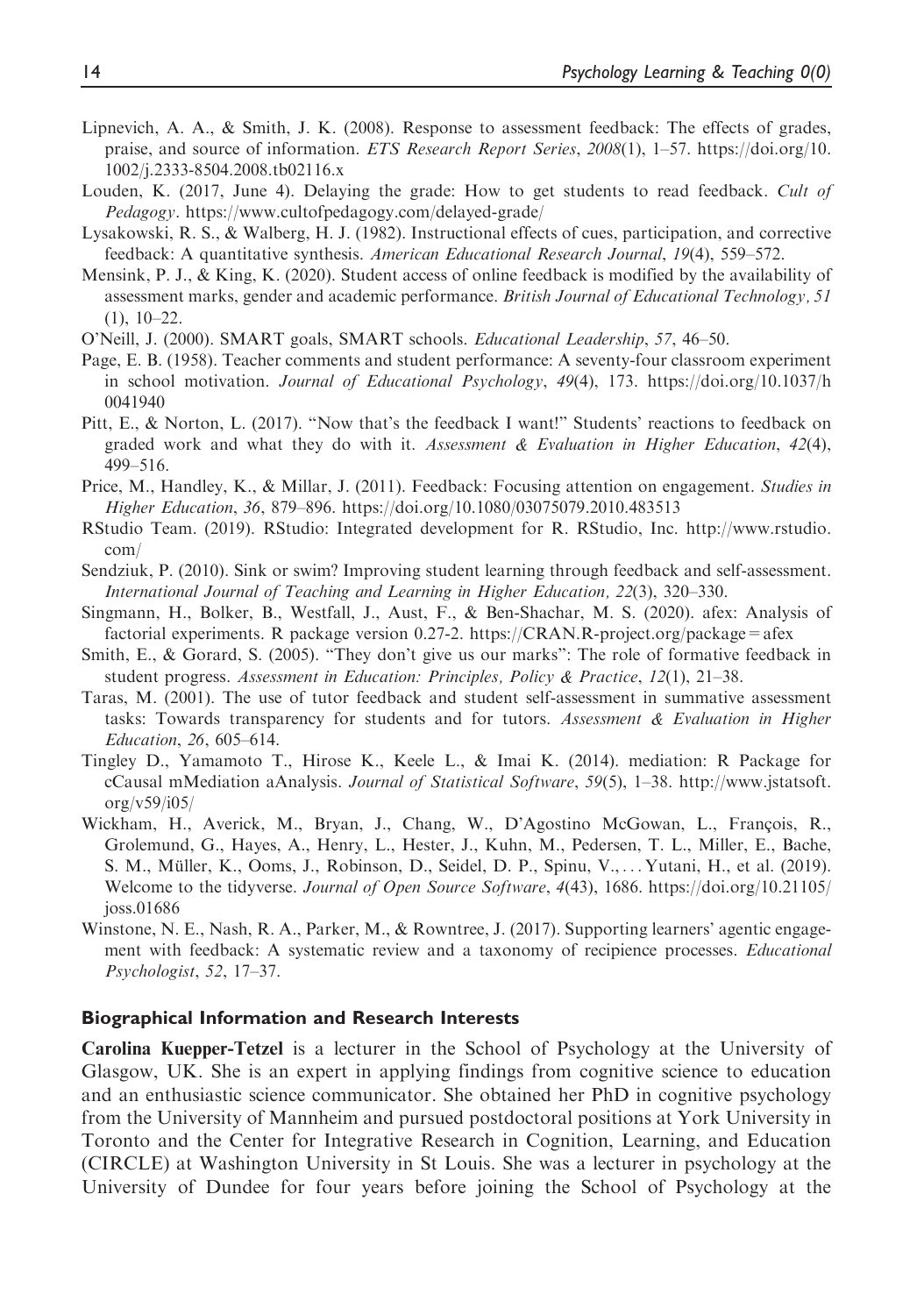Lipnevich, A. A., & Smith, J. K. (2008). Response to assessment feedback: The effects of grades, praise, and source of information. *ETS Research Report Series*, *2008*(1), 1–57. https://doi.org/10.1002/j.2333-8504.2008.tb02116.x

Louden, K. (2017, June 4). Delaying the grade: How to get students to read feedback. *Cult of Pedagogy*. https://www.cultofpedagogy.com/delayed-grade/

Lysakowski, R. S., & Walberg, H. J. (1982). Instructional effects of cues, participation, and corrective feedback: A quantitative synthesis. *American Educational Research Journal*, *19*(4), 559–572.

Mensink, P. J., & King, K. (2020). Student access of online feedback is modified by the availability of assessment marks, gender and academic performance. *British Journal of Educational Technology, 51* (1), 10–22.

O'Neill, J. (2000). SMART goals, SMART schools. *Educational Leadership*, *57*, 46–50.

Page, E. B. (1958). Teacher comments and student performance: A seventy-four classroom experiment in school motivation. *Journal of Educational Psychology*, *49*(4), 173. https://doi.org/10.1037/h0041940

Pitt, E., & Norton, L. (2017). "Now that's the feedback I want!" Students' reactions to feedback on graded work and what they do with it. *Assessment & Evaluation in Higher Education*, *42*(4), 499–516.

Price, M., Handley, K., & Millar, J. (2011). Feedback: Focusing attention on engagement. *Studies in Higher Education*, *36*, 879–896. https://doi.org/10.1080/03075079.2010.483513

RStudio Team. (2019). RStudio: Integrated development for R. RStudio, Inc. http://www.rstudio.com/

Sendziuk, P. (2010). Sink or swim? Improving student learning through feedback and self-assessment. *International Journal of Teaching and Learning in Higher Education, 22*(3), 320–330.

Singmann, H., Bolker, B., Westfall, J., Aust, F., & Ben-Shachar, M. S. (2020). afex: Analysis of factorial experiments. R package version 0.27-2. https://CRAN.R-project.org/package=afex

Smith, E., & Gorard, S. (2005). "They don't give us our marks": The role of formative feedback in student progress. *Assessment in Education: Principles, Policy & Practice*, *12*(1), 21–38.

Taras, M. (2001). The use of tutor feedback and student self-assessment in summative assessment tasks: Towards transparency for students and for tutors. *Assessment & Evaluation in Higher Education*, *26*, 605–614.

Tingley D., Yamamoto T., Hirose K., Keele L., & Imai K. (2014). mediation: R Package for cCausal mMediation aAnalysis. *Journal of Statistical Software*, *59*(5), 1–38. http://www.jstatsoft.org/v59/i05/

Wickham, H., Averick, M., Bryan, J., Chang, W., D'Agostino McGowan, L., François, R., Grolemund, G., Hayes, A., Henry, L., Hester, J., Kuhn, M., Pedersen, T. L., Miller, E., Bache, S. M., Müller, K., Ooms, J., Robinson, D., Seidel, D. P., Spinu, V., ... Yutani, H., et al. (2019). Welcome to the tidyverse. *Journal of Open Source Software*, *4*(43), 1686. https://doi.org/10.21105/joss.01686

Winstone, N. E., Nash, R. A., Parker, M., & Rowntree, J. (2017). Supporting learners' agentic engagement with feedback: A systematic review and a taxonomy of recipience processes. *Educational Psychologist*, *52*, 17–37.

## Biographical Information and Research Interests

**Carolina Kuepper-Tetzel** is a lecturer in the School of Psychology at the University of Glasgow, UK. She is an expert in applying findings from cognitive science to education and an enthusiastic science communicator. She obtained her PhD in cognitive psychology from the University of Mannheim and pursued postdoctoral positions at York University in Toronto and the Center for Integrative Research in Cognition, Learning, and Education (CIRCLE) at Washington University in St Louis. She was a lecturer in psychology at the University of Dundee for four years before joining the School of Psychology at the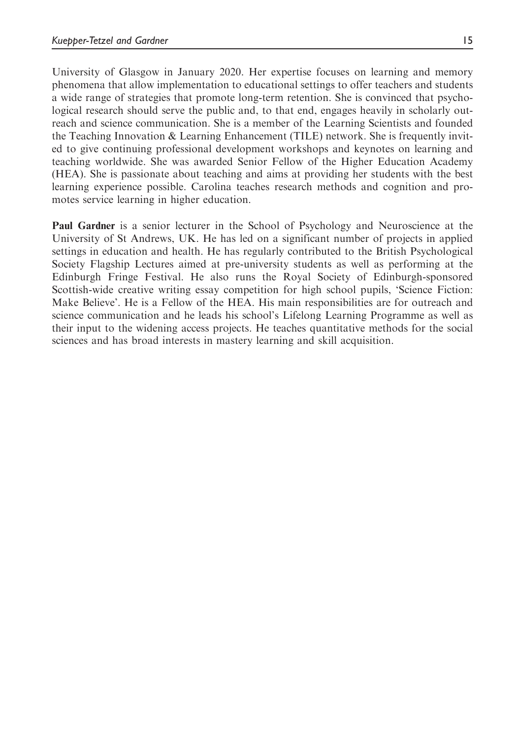University of Glasgow in January 2020. Her expertise focuses on learning and memory phenomena that allow implementation to educational settings to offer teachers and students a wide range of strategies that promote long-term retention. She is convinced that psychological research should serve the public and, to that end, engages heavily in scholarly outreach and science communication. She is a member of the Learning Scientists and founded the Teaching Innovation & Learning Enhancement (TILE) network. She is frequently invited to give continuing professional development workshops and keynotes on learning and teaching worldwide. She was awarded Senior Fellow of the Higher Education Academy (HEA). She is passionate about teaching and aims at providing her students with the best learning experience possible. Carolina teaches research methods and cognition and promotes service learning in higher education.

**Paul Gardner** is a senior lecturer in the School of Psychology and Neuroscience at the University of St Andrews, UK. He has led on a significant number of projects in applied settings in education and health. He has regularly contributed to the British Psychological Society Flagship Lectures aimed at pre-university students as well as performing at the Edinburgh Fringe Festival. He also runs the Royal Society of Edinburgh-sponsored Scottish-wide creative writing essay competition for high school pupils, 'Science Fiction: Make Believe'. He is a Fellow of the HEA. His main responsibilities are for outreach and science communication and he leads his school's Lifelong Learning Programme as well as their input to the widening access projects. He teaches quantitative methods for the social sciences and has broad interests in mastery learning and skill acquisition.